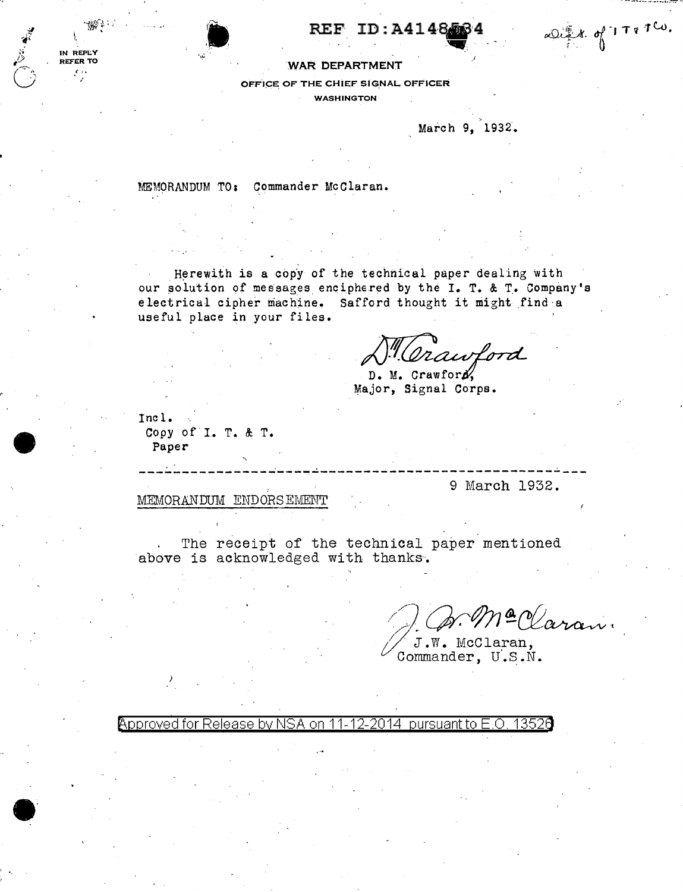REF ID:A4148534

Dict. of I T & T Co.

IN REPLY REFER TO

WAR DEPARTMENT

OFFICE OF THE CHIEF SIGNAL OFFICER

WASHINGTON

March 9, 1932.

MEMORANDUM TO: Commander McClaran.

Herewith is a copy of the technical paper dealing with our solution of messages enciphered by the I. T. & T. Company's electrical cipher machine. Safford thought it might find a useful place in your files.

D. M. Crawford

D. M. Crawford,
Major, Signal Corps.

Incl.
Copy of I. T. & T.
Paper

---

9 March 1932.

MEMORANDUM ENDORSEMENT

The receipt of the technical paper mentioned above is acknowledged with thanks.

J. W. McClaran

J.W. McClaran,
Commander, U.S.N.

Approved for Release by NSA on 11-12-2014 pursuant to E.O. 13526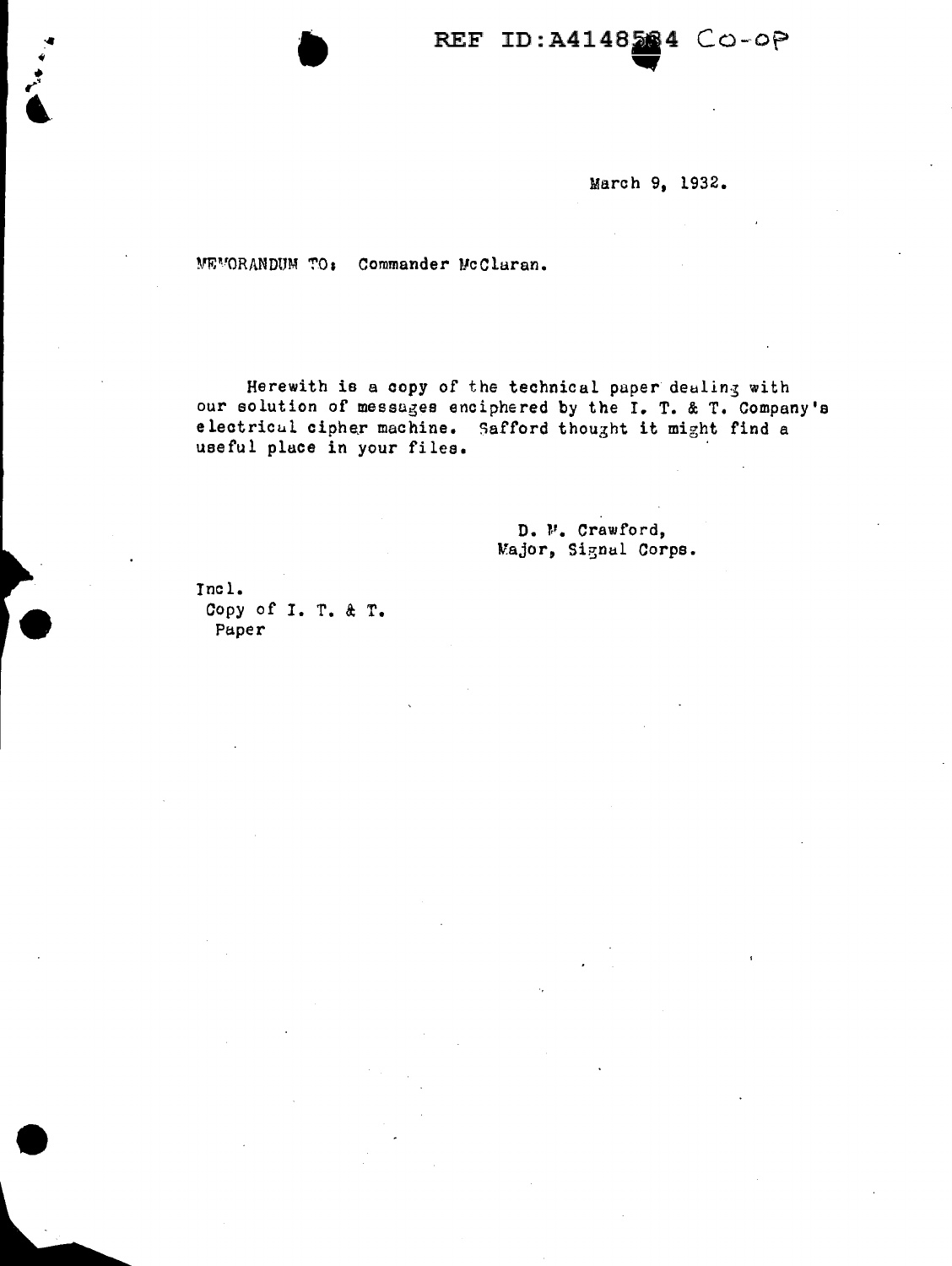March 9, 1932.

MEMORANDUM TO: Commander McClaran.

Herewith is a copy of the technical paper dealing with our solution of messages enciphered by the I. T. & T. Company's electrical cipher machine. Safford thought it might find a useful place in your files.

D. M. Crawford,
Major, Signal Corps.

Incl.
Copy of I. T. & T.
Paper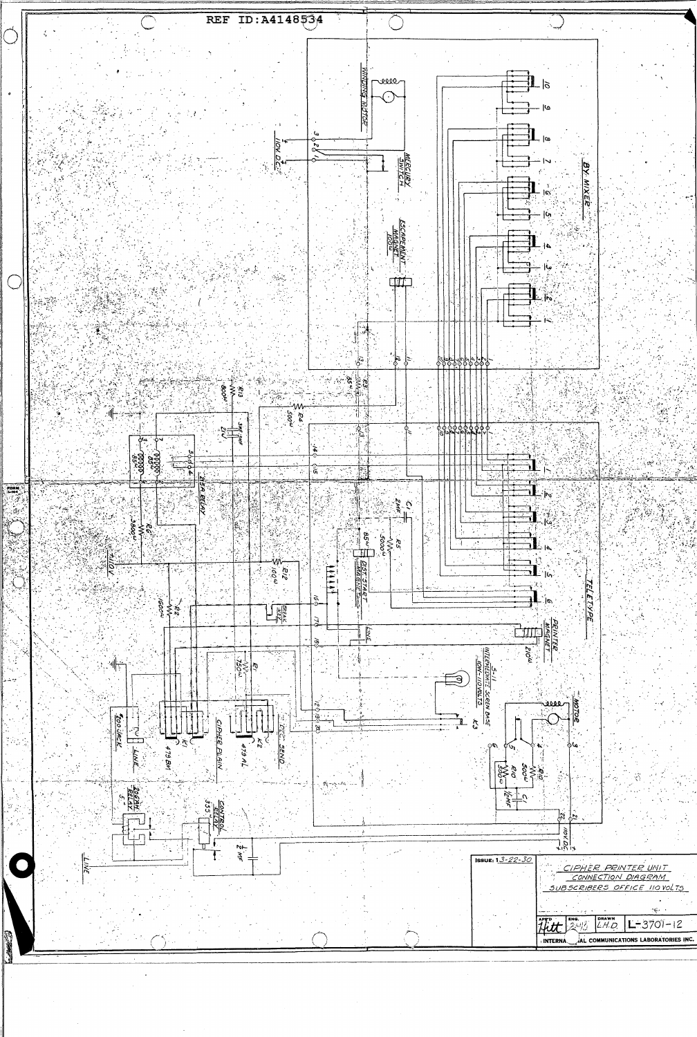REF ID:A4148534

WINDING MOTOR

110V DC

MERCURY SWITCH

ESCAPEMENT MAGNET 100Ω

BY MIXER

10 9 8 7 6 5 4 3 2 1

R13 800Ω

R3 85Ω

R4 500Ω

ZIBA RELAY

R6 3800Ω

+110V

R12 100Ω

C1 2MF

R5 5000Ω

DIST START MAGNET

LINE

BREAK KEY

R2 1600Ω

R1 750Ω

CIPHER PLAIN

REC SEND

K1 479 BM

K2 479 AL

#200 JACK

LINE

20 OHM RELAY

CONTROL RELAY 335Ω

2 MF

LINE

TELETYPE

PRINTER MAGNET 210Ω

S-11 INTERMEDIATE SCREEN BASE 10W-110 VOLTS

K3

MOTOR

R10 500Ω

R10 300Ω

C1 1/2MF

110V DC

ISSUE: 1 3-22-30

CIPHER PRINTER UNIT
CONNECTION DIAGRAM
SUBSCRIBERS OFFICE 110 VOLTS

APP'D Hitt | ENG. | DRAWN L.H.D. | L-3701-12

INTERNATIONAL COMMUNICATIONS LABORATORIES INC.